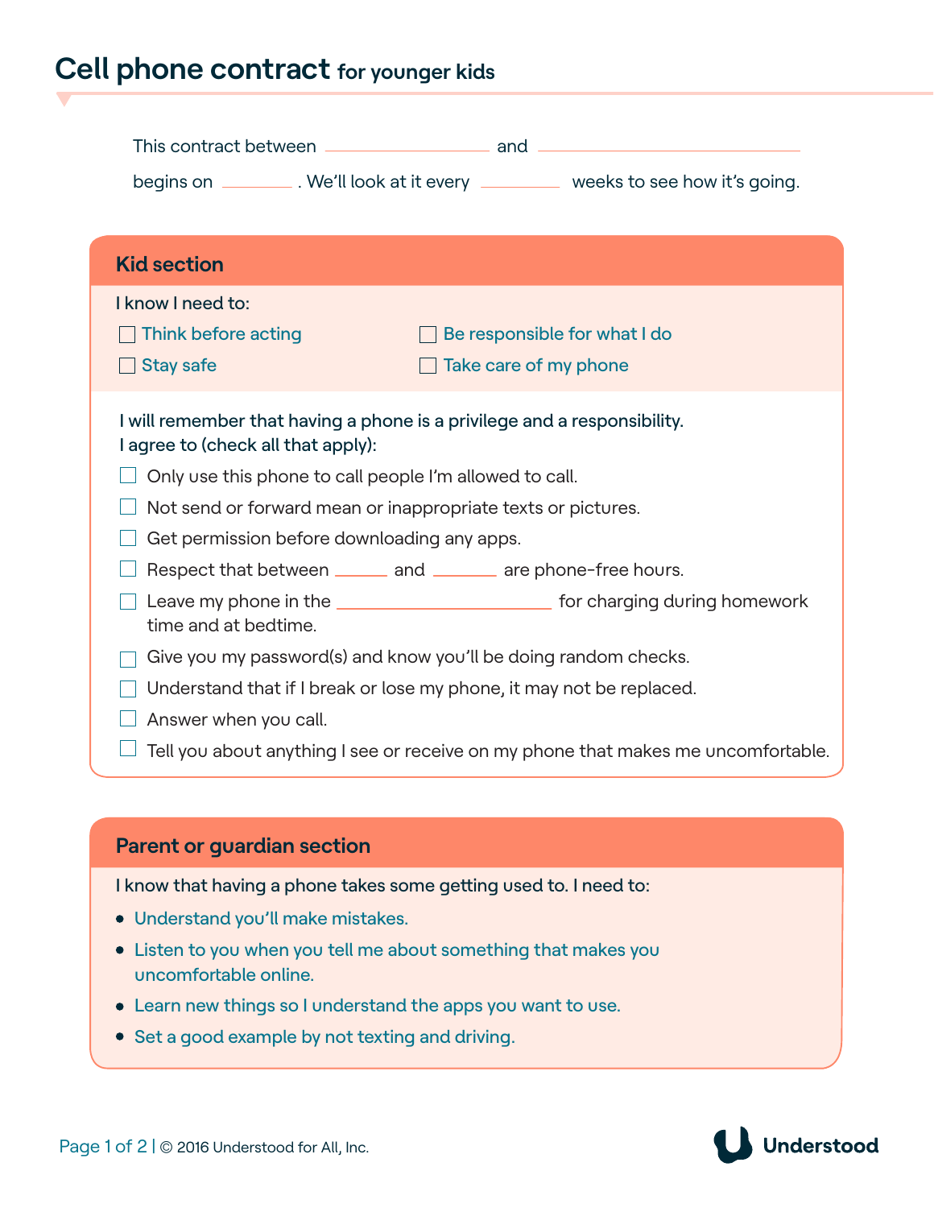# Cell phone contract for younger kids

This contract between ______________ and ______________

begins on ________ . We'll look at it every ________ weeks to see how it's going.

## Kid section

I know I need to:

- [ ] Think before acting
- [ ] Be responsible for what I do
- [ ] Stay safe
- [ ] Take care of my phone

I will remember that having a phone is a privilege and a responsibility.
I agree to (check all that apply):

- [ ] Only use this phone to call people I'm allowed to call.
- [ ] Not send or forward mean or inappropriate texts or pictures.
- [ ] Get permission before downloading any apps.
- [ ] Respect that between ______ and ______ are phone-free hours.
- [ ] Leave my phone in the ______________________ for charging during homework time and at bedtime.
- [ ] Give you my password(s) and know you'll be doing random checks.
- [ ] Understand that if I break or lose my phone, it may not be replaced.
- [ ] Answer when you call.
- [ ] Tell you about anything I see or receive on my phone that makes me uncomfortable.

## Parent or guardian section

I know that having a phone takes some getting used to. I need to:

- Understand you'll make mistakes.
- Listen to you when you tell me about something that makes you uncomfortable online.
- Learn new things so I understand the apps you want to use.
- Set a good example by not texting and driving.

© 2016 Understood for All, Inc.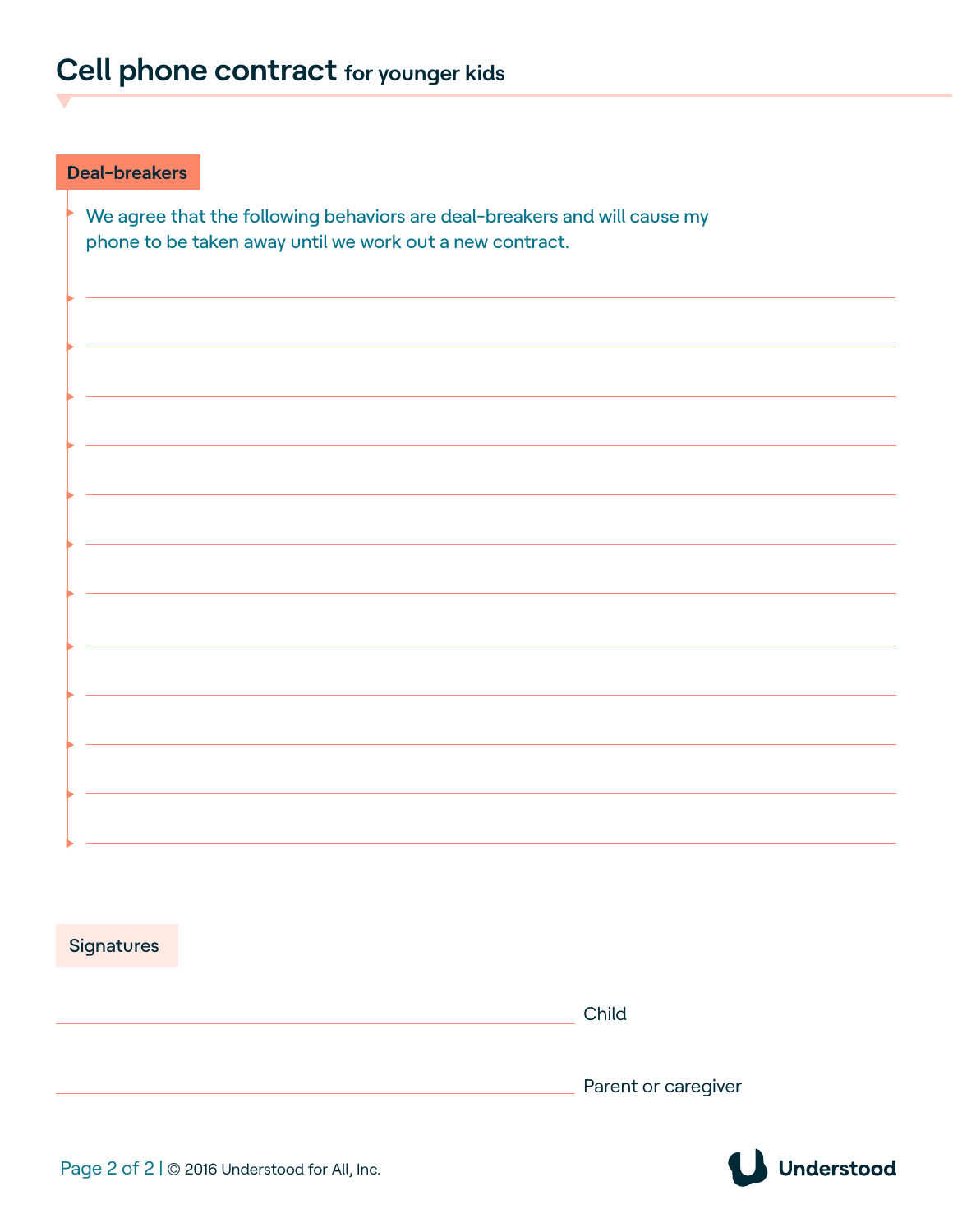# Cell phone contract for younger kids

## Deal-breakers

We agree that the following behaviors are deal-breakers and will cause my phone to be taken away until we work out a new contract.

- \_\_\_\_\_\_\_\_\_\_\_\_\_\_\_\_\_\_\_\_\_\_\_\_\_\_\_\_\_\_\_\_\_\_\_\_\_\_\_\_\_\_\_\_
- \_\_\_\_\_\_\_\_\_\_\_\_\_\_\_\_\_\_\_\_\_\_\_\_\_\_\_\_\_\_\_\_\_\_\_\_\_\_\_\_\_\_\_\_
- \_\_\_\_\_\_\_\_\_\_\_\_\_\_\_\_\_\_\_\_\_\_\_\_\_\_\_\_\_\_\_\_\_\_\_\_\_\_\_\_\_\_\_\_
- \_\_\_\_\_\_\_\_\_\_\_\_\_\_\_\_\_\_\_\_\_\_\_\_\_\_\_\_\_\_\_\_\_\_\_\_\_\_\_\_\_\_\_\_
- \_\_\_\_\_\_\_\_\_\_\_\_\_\_\_\_\_\_\_\_\_\_\_\_\_\_\_\_\_\_\_\_\_\_\_\_\_\_\_\_\_\_\_\_
- \_\_\_\_\_\_\_\_\_\_\_\_\_\_\_\_\_\_\_\_\_\_\_\_\_\_\_\_\_\_\_\_\_\_\_\_\_\_\_\_\_\_\_\_
- \_\_\_\_\_\_\_\_\_\_\_\_\_\_\_\_\_\_\_\_\_\_\_\_\_\_\_\_\_\_\_\_\_\_\_\_\_\_\_\_\_\_\_\_
- \_\_\_\_\_\_\_\_\_\_\_\_\_\_\_\_\_\_\_\_\_\_\_\_\_\_\_\_\_\_\_\_\_\_\_\_\_\_\_\_\_\_\_\_
- \_\_\_\_\_\_\_\_\_\_\_\_\_\_\_\_\_\_\_\_\_\_\_\_\_\_\_\_\_\_\_\_\_\_\_\_\_\_\_\_\_\_\_\_
- \_\_\_\_\_\_\_\_\_\_\_\_\_\_\_\_\_\_\_\_\_\_\_\_\_\_\_\_\_\_\_\_\_\_\_\_\_\_\_\_\_\_\_\_
- \_\_\_\_\_\_\_\_\_\_\_\_\_\_\_\_\_\_\_\_\_\_\_\_\_\_\_\_\_\_\_\_\_\_\_\_\_\_\_\_\_\_\_\_
- \_\_\_\_\_\_\_\_\_\_\_\_\_\_\_\_\_\_\_\_\_\_\_\_\_\_\_\_\_\_\_\_\_\_\_\_\_\_\_\_\_\_\_\_

## Signatures

\_\_\_\_\_\_\_\_\_\_\_\_\_\_\_\_\_\_\_\_\_\_\_\_\_\_\_\_\_\_\_\_\_\_\_\_\_\_\_\_ Child

\_\_\_\_\_\_\_\_\_\_\_\_\_\_\_\_\_\_\_\_\_\_\_\_\_\_\_\_\_\_\_\_\_\_\_\_\_\_\_\_ Parent or caregiver

© 2016 Understood for All, Inc.

Understood